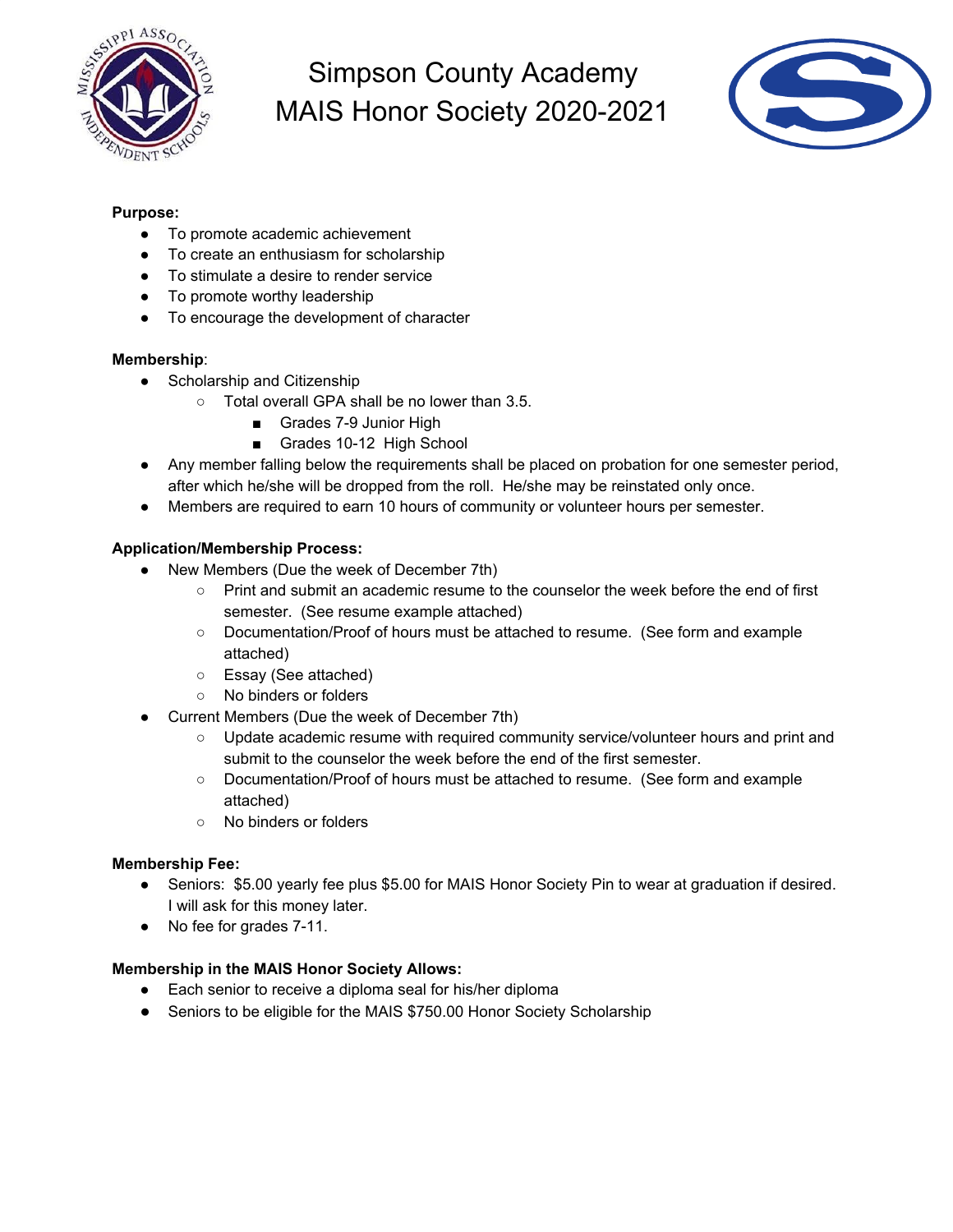# Simpson County Academy
# MAIS Honor Society 2020-2021

**Purpose:**

- To promote academic achievement
- To create an enthusiasm for scholarship
- To stimulate a desire to render service
- To promote worthy leadership
- To encourage the development of character

**Membership**:

- Scholarship and Citizenship
  - Total overall GPA shall be no lower than 3.5.
    - Grades 7-9 Junior High
    - Grades 10-12 High School
- Any member falling below the requirements shall be placed on probation for one semester period, after which he/she will be dropped from the roll. He/she may be reinstated only once.
- Members are required to earn 10 hours of community or volunteer hours per semester.

**Application/Membership Process:**

- New Members (Due the week of December 7th)
  - Print and submit an academic resume to the counselor the week before the end of first semester. (See resume example attached)
  - Documentation/Proof of hours must be attached to resume. (See form and example attached)
  - Essay (See attached)
  - No binders or folders
- Current Members (Due the week of December 7th)
  - Update academic resume with required community service/volunteer hours and print and submit to the counselor the week before the end of the first semester.
  - Documentation/Proof of hours must be attached to resume. (See form and example attached)
  - No binders or folders

**Membership Fee:**

- Seniors: $5.00 yearly fee plus $5.00 for MAIS Honor Society Pin to wear at graduation if desired. I will ask for this money later.
- No fee for grades 7-11.

**Membership in the MAIS Honor Society Allows:**

- Each senior to receive a diploma seal for his/her diploma
- Seniors to be eligible for the MAIS $750.00 Honor Society Scholarship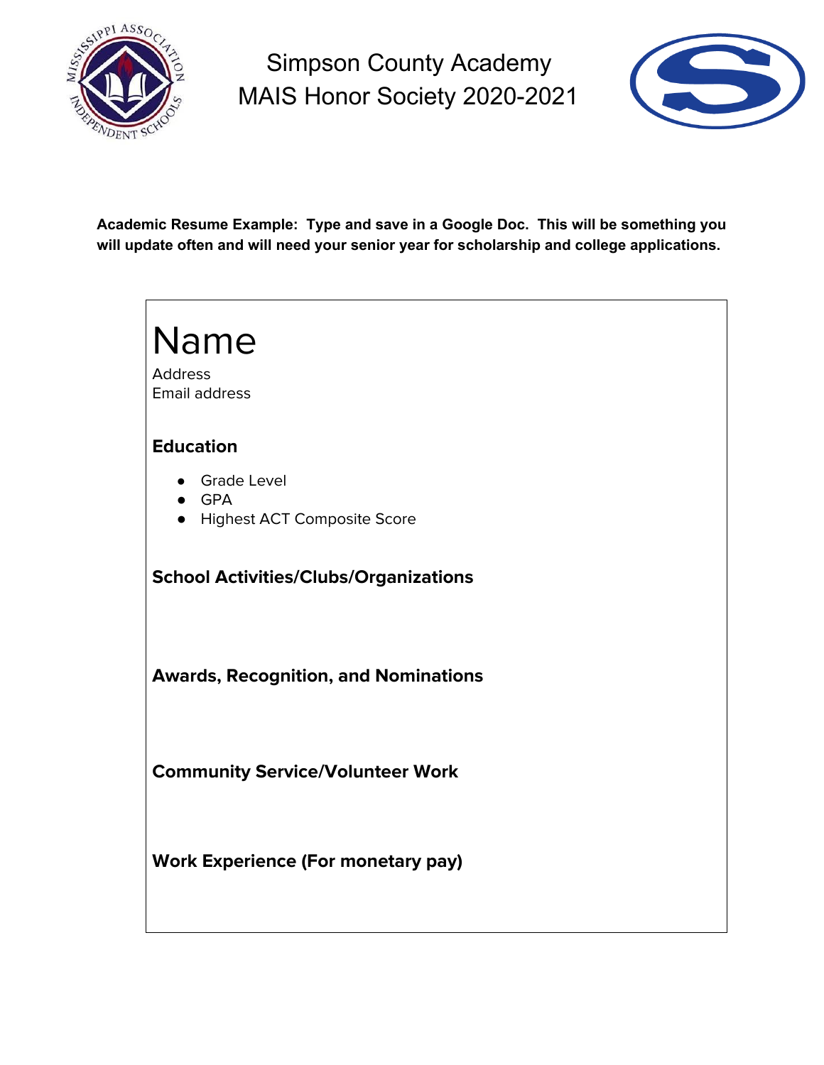# Simpson County Academy
# MAIS Honor Society 2020-2021

**Academic Resume Example: Type and save in a Google Doc. This will be something you will update often and will need your senior year for scholarship and college applications.**

# Name

Address
Email address

### Education

- Grade Level
- GPA
- Highest ACT Composite Score

### School Activities/Clubs/Organizations

### Awards, Recognition, and Nominations

### Community Service/Volunteer Work

### Work Experience (For monetary pay)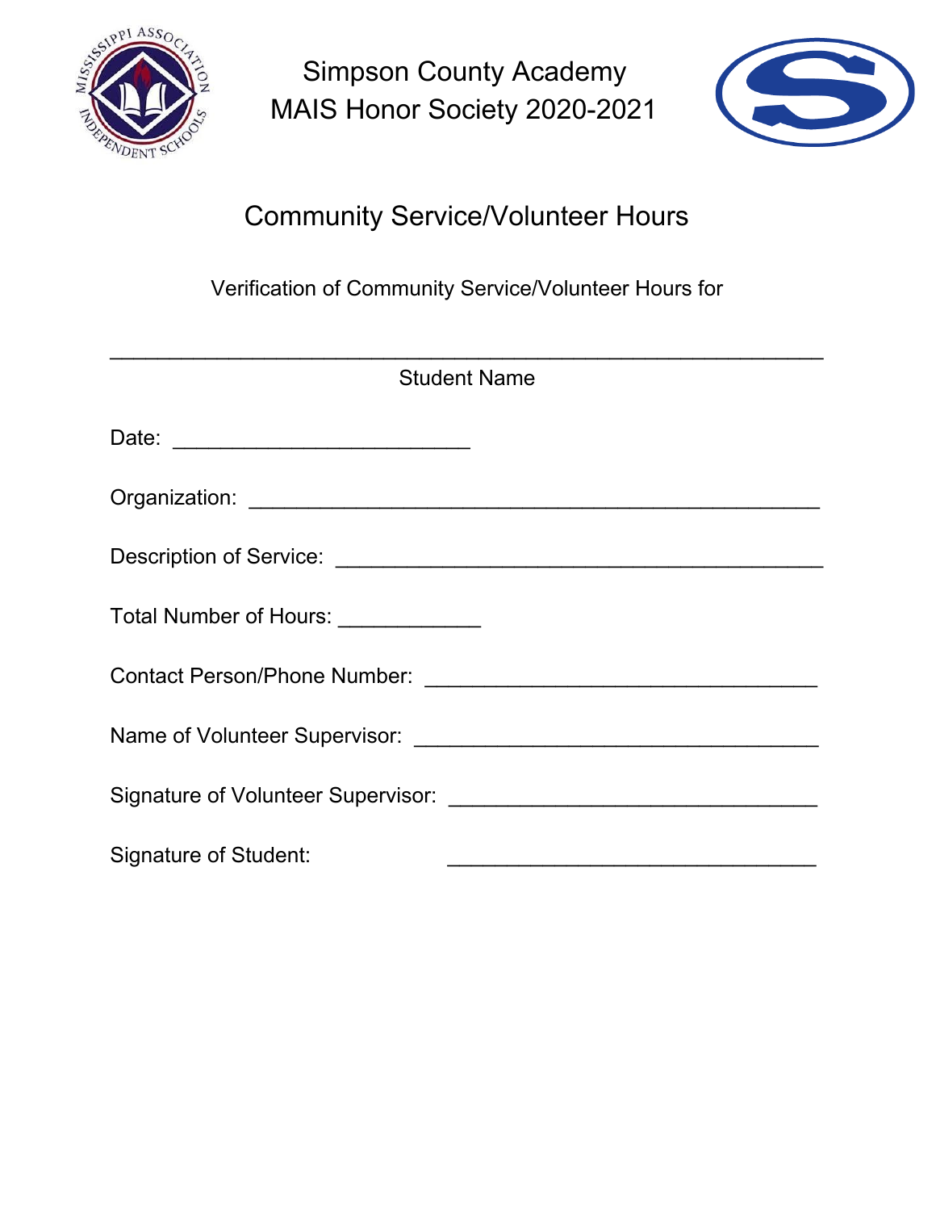Simpson County Academy
MAIS Honor Society 2020-2021

## Community Service/Volunteer Hours

Verification of Community Service/Volunteer Hours for

\_\_\_\_\_\_\_\_\_\_\_\_\_\_\_\_\_\_\_\_\_\_\_\_\_\_\_\_\_\_\_\_\_\_\_\_\_\_\_\_\_\_\_\_\_\_\_\_\_\_\_\_\_\_\_\_\_\_

Student Name

Date: \_\_\_\_\_\_\_\_\_\_\_\_\_\_\_\_\_\_\_\_\_\_\_\_\_\_

Organization: \_\_\_\_\_\_\_\_\_\_\_\_\_\_\_\_\_\_\_\_\_\_\_\_\_\_\_\_\_\_\_\_\_\_\_\_\_\_\_\_\_\_\_\_\_\_\_\_\_\_

Description of Service: \_\_\_\_\_\_\_\_\_\_\_\_\_\_\_\_\_\_\_\_\_\_\_\_\_\_\_\_\_\_\_\_\_\_\_\_\_\_\_\_\_\_

Total Number of Hours: \_\_\_\_\_\_\_\_\_\_\_\_

Contact Person/Phone Number: \_\_\_\_\_\_\_\_\_\_\_\_\_\_\_\_\_\_\_\_\_\_\_\_\_\_\_\_\_\_\_\_\_\_

Name of Volunteer Supervisor: \_\_\_\_\_\_\_\_\_\_\_\_\_\_\_\_\_\_\_\_\_\_\_\_\_\_\_\_\_\_\_\_\_\_\_

Signature of Volunteer Supervisor: \_\_\_\_\_\_\_\_\_\_\_\_\_\_\_\_\_\_\_\_\_\_\_\_\_\_\_\_\_\_\_\_

Signature of Student: \_\_\_\_\_\_\_\_\_\_\_\_\_\_\_\_\_\_\_\_\_\_\_\_\_\_\_\_\_\_\_\_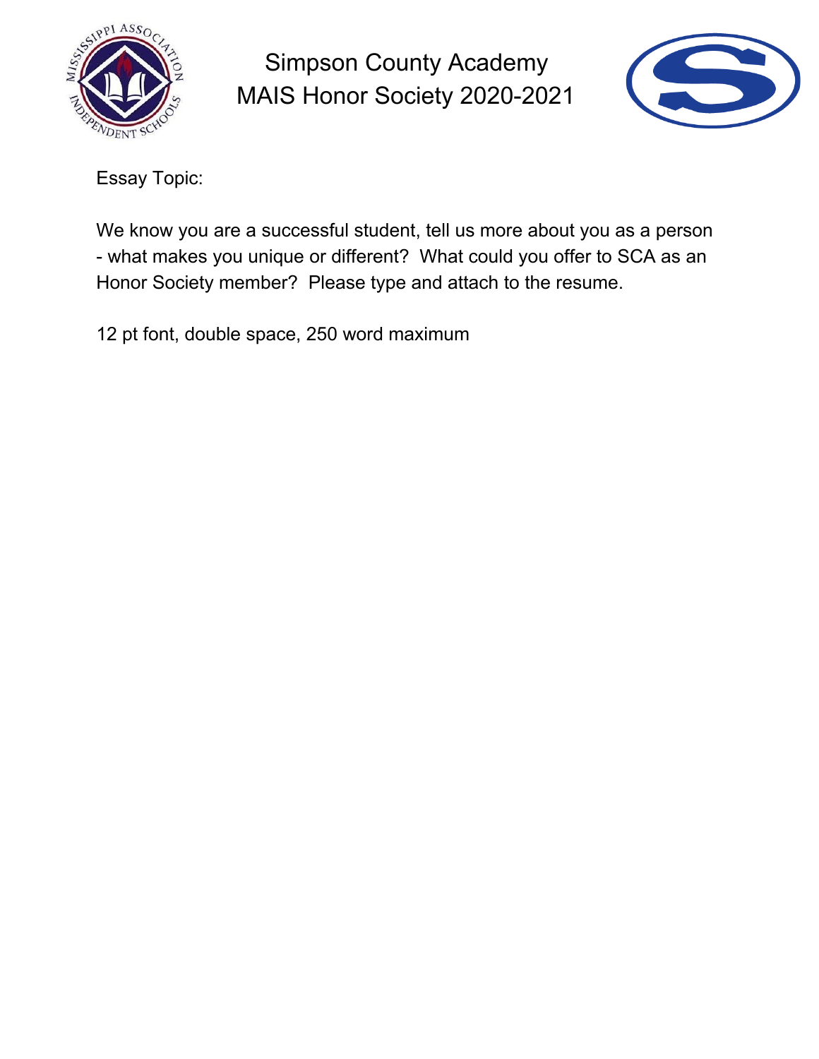# Simpson County Academy
## MAIS Honor Society 2020-2021

Essay Topic:

We know you are a successful student, tell us more about you as a person - what makes you unique or different? What could you offer to SCA as an Honor Society member? Please type and attach to the resume.

12 pt font, double space, 250 word maximum